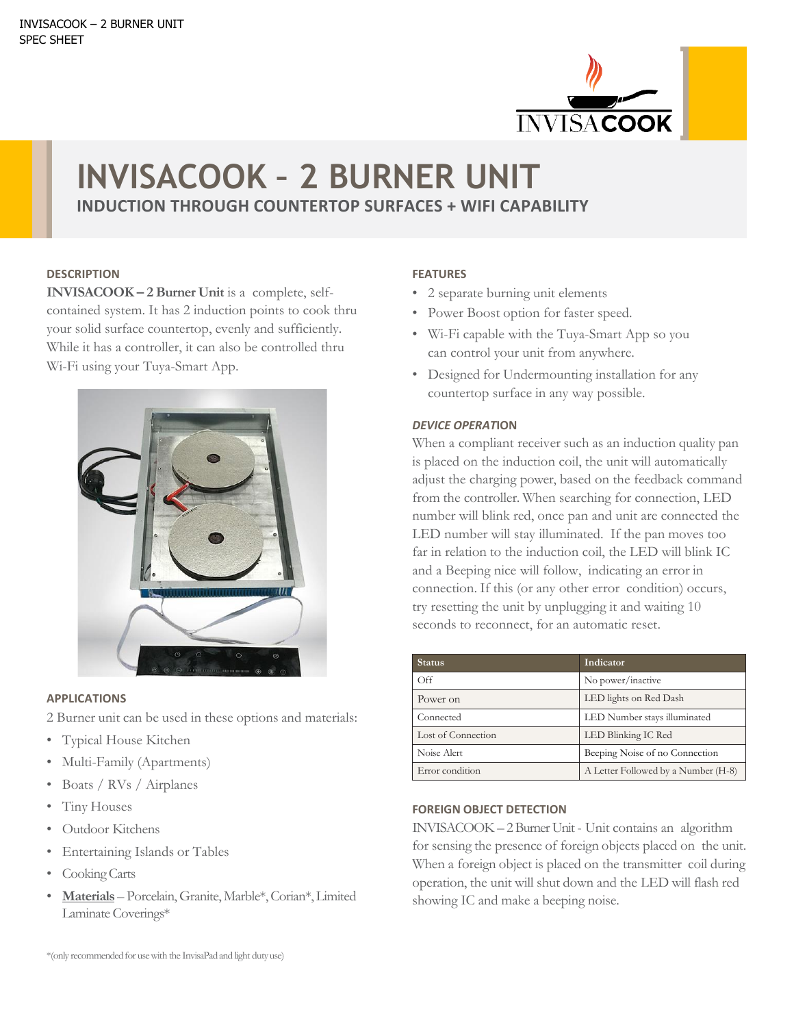INVISACOOK – 2 BURNER UNIT
SPEC SHEET

# INVISACOOK - 2 BURNER UNIT

## INDUCTION THROUGH COUNTERTOP SURFACES + WIFI CAPABILITY

### DESCRIPTION

**INVISACOOK – 2 Burner Unit** is a complete, self-contained system. It has 2 induction points to cook thru your solid surface countertop, evenly and sufficiently. While it has a controller, it can also be controlled thru Wi-Fi using your Tuya-Smart App.

### APPLICATIONS

2 Burner unit can be used in these options and materials:

- Typical House Kitchen
- Multi-Family (Apartments)
- Boats / RVs / Airplanes
- Tiny Houses
- Outdoor Kitchens
- Entertaining Islands or Tables
- Cooking Carts
- **Materials** – Porcelain, Granite, Marble*, Corian*, Limited Laminate Coverings*

*(only recommended for use with the InvisaPad and light duty use)

### FEATURES

- 2 separate burning unit elements
- Power Boost option for faster speed.
- Wi-Fi capable with the Tuya-Smart App so you can control your unit from anywhere.
- Designed for Undermounting installation for any countertop surface in any way possible.

### *DEVICE OPERATION*

When a compliant receiver such as an induction quality pan is placed on the induction coil, the unit will automatically adjust the charging power, based on the feedback command from the controller. When searching for connection, LED number will blink red, once pan and unit are connected the LED number will stay illuminated. If the pan moves too far in relation to the induction coil, the LED will blink IC and a Beeping nice will follow, indicating an error in connection. If this (or any other error condition) occurs, try resetting the unit by unplugging it and waiting 10 seconds to reconnect, for an automatic reset.

| Status | Indicator |
|---|---|
| Off | No power/inactive |
| Power on | LED lights on Red Dash |
| Connected | LED Number stays illuminated |
| Lost of Connection | LED Blinking IC Red |
| Noise Alert | Beeping Noise of no Connection |
| Error condition | A Letter Followed by a Number (H-8) |

### FOREIGN OBJECT DETECTION

INVISACOOK – 2 Burner Unit - Unit contains an algorithm for sensing the presence of foreign objects placed on the unit. When a foreign object is placed on the transmitter coil during operation, the unit will shut down and the LED will flash red showing IC and make a beeping noise.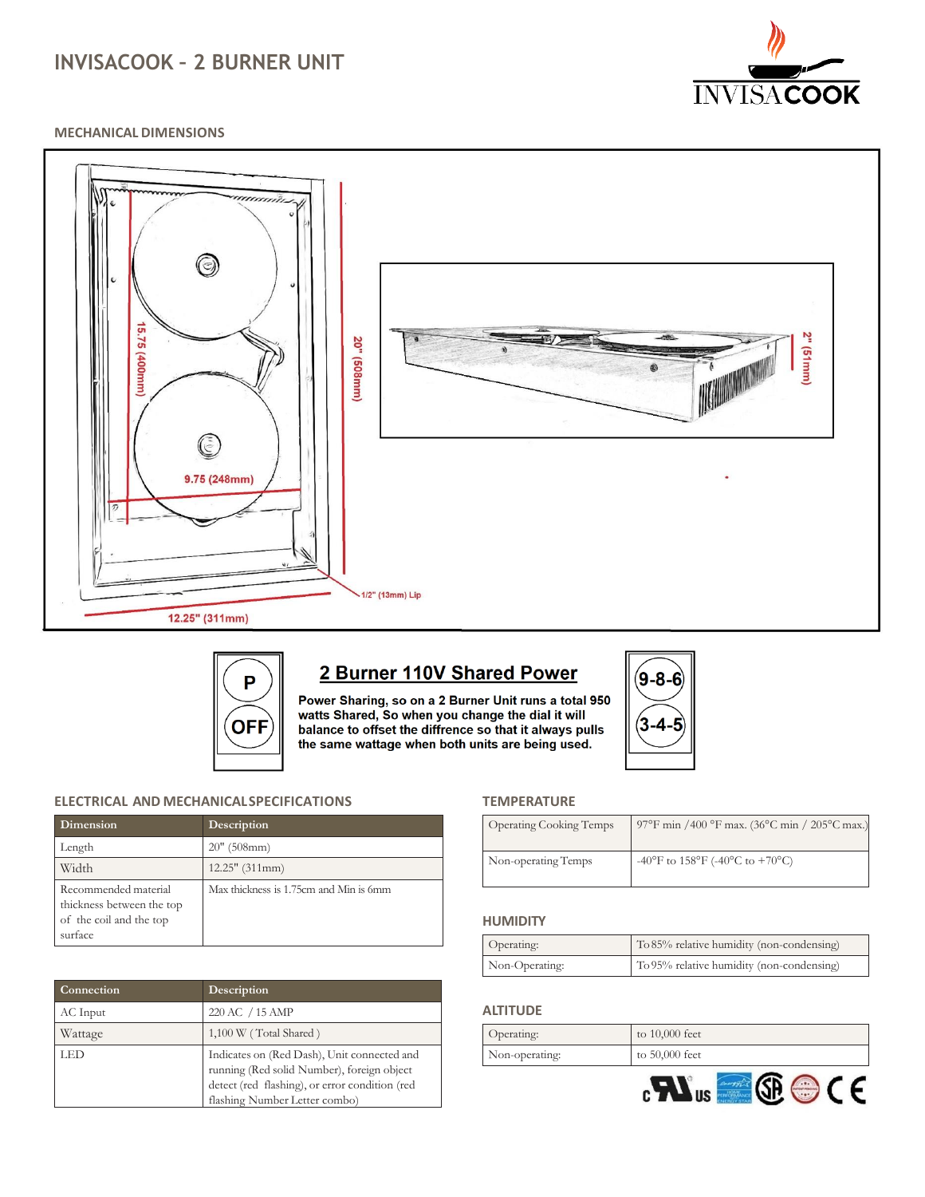# INVISACOOK – 2 BURNER UNIT

INVISACOOK

## MECHANICAL DIMENSIONS

15.75 (400mm)

20" (508mm)

9.75 (248mm)

1/2" (13mm) Lip

12.25" (311mm)

2" (51mm)

P

OFF

## 2 Burner 110V Shared Power

**Power Sharing, so on a 2 Burner Unit runs a total 950 watts Shared, So when you change the dial it will balance to offset the diffrence so that it always pulls the same wattage when both units are being used.**

9-8-6

3-4-5

## ELECTRICAL AND MECHANICALSPECIFICATIONS

| Dimension | Description |
|---|---|
| Length | 20" (508mm) |
| Width | 12.25" (311mm) |
| Recommended material thickness between the top of the coil and the top surface | Max thickness is 1.75cm and Min is 6mm |

| Connection | Description |
|---|---|
| AC Input | 220 AC / 15 AMP |
| Wattage | 1,100 W ( Total Shared ) |
| LED | Indicates on (Red Dash), Unit connected and running (Red solid Number), foreign object detect (red flashing), or error condition (red flashing Number Letter combo) |

## TEMPERATURE

| | |
|---|---|
| Operating Cooking Temps | 97°F min /400 °F max. (36°C min / 205°C max.) |
| Non-operating Temps | -40°F to 158°F (-40°C to +70°C) |

## HUMIDITY

| | |
|---|---|
| Operating: | To 85% relative humidity (non-condensing) |
| Non-Operating: | To 95% relative humidity (non-condensing) |

## ALTITUDE

| | |
|---|---|
| Operating: | to 10,000 feet |
| Non-operating: | to 50,000 feet |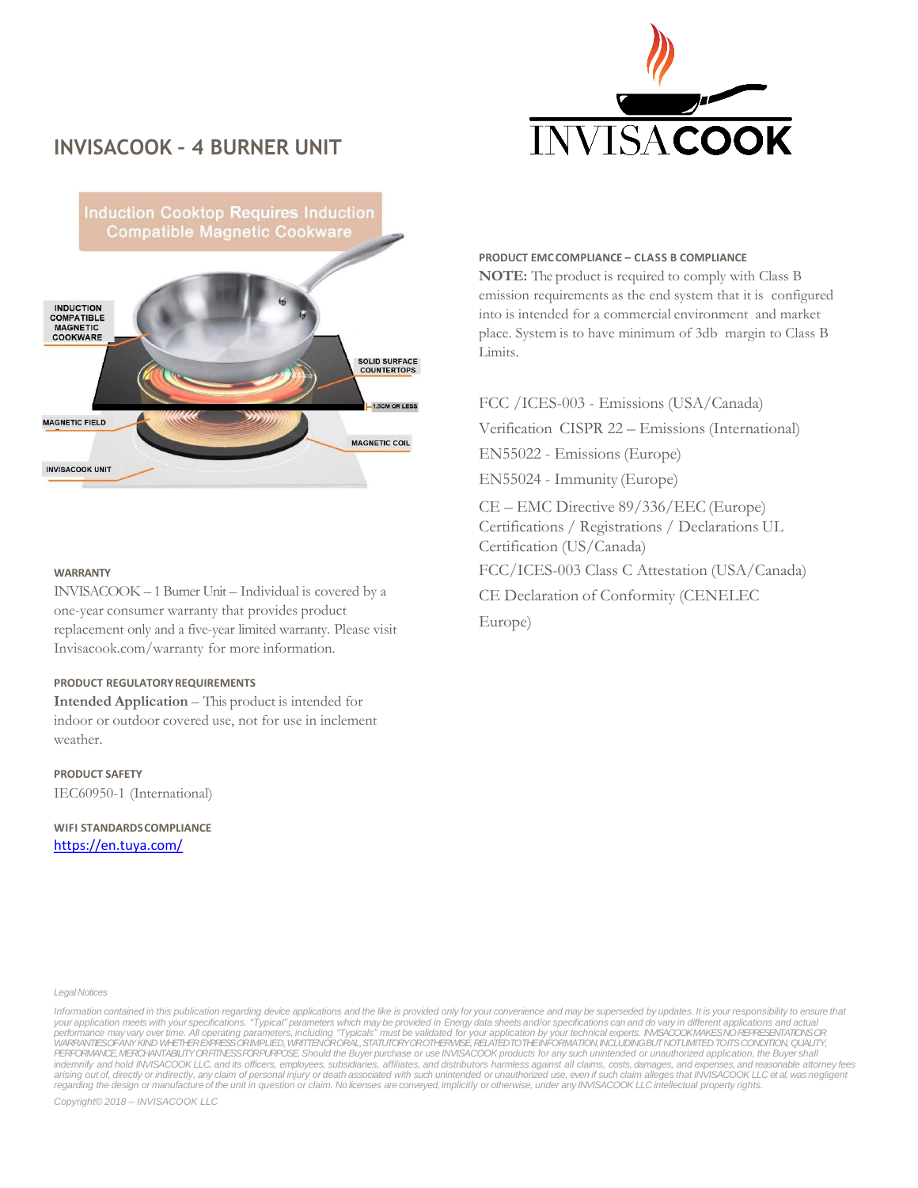## INVISACOOK – 4 BURNER UNIT

Induction Cooktop Requires Induction Compatible Magnetic Cookware

INDUCTION COMPATIBLE MAGNETIC COOKWARE

SOLID SURFACE COUNTERTOPS

1.5CM OR LESS

MAGNETIC FIELD

MAGNETIC COIL

INVISACOOK UNIT

### PRODUCT EMC COMPLIANCE – CLASS B COMPLIANCE

**NOTE:** The product is required to comply with Class B emission requirements as the end system that it is configured into is intended for a commercial environment and market place. System is to have minimum of 3db margin to Class B Limits.

FCC /ICES-003 - Emissions (USA/Canada)

Verification CISPR 22 – Emissions (International)

EN55022 - Emissions (Europe)

EN55024 - Immunity (Europe)

CE – EMC Directive 89/336/EEC (Europe)
Certifications / Registrations / Declarations UL Certification (US/Canada)

FCC/ICES-003 Class C Attestation (USA/Canada)

CE Declaration of Conformity (CENELEC Europe)

### WARRANTY

INVISACOOK – 1 Burner Unit – Individual is covered by a one-year consumer warranty that provides product replacement only and a five-year limited warranty. Please visit Invisacook.com/warranty for more information.

### PRODUCT REGULATORY REQUIREMENTS

**Intended Application** – This product is intended for indoor or outdoor covered use, not for use in inclement weather.

### PRODUCT SAFETY

IEC60950-1 (International)

### WIFI STANDARDS COMPLIANCE

https://en.tuya.com/

*Legal Notices*

*Information contained in this publication regarding device applications and the like is provided only for your convenience and may be superseded by updates. It is your responsibility to ensure that your application meets with your specifications. "Typical" parameters which may be provided in Energy data sheets and/or specifications can and do vary in different applications and actual performance may vary over time. All operating parameters, including "Typicals" must be validated for your application by your technical experts. INVISACOOK MAKES NO REPRESENTATIONS OR WARRANTIES OF ANY KIND WHETHER EXPRESS OR IMPLIED, WRITTEN OR ORAL, STATUTORY OR OTHERWISE, RELATED TO THE INFORMATION, INCLUDING BUT NOT LIMITED TO ITS CONDITION, QUALITY, PERFORMANCE, MERCHANTABILITY OR FITNESS FOR PURPOSE. Should the Buyer purchase or use INVISACOOK products for any such unintended or unauthorized application, the Buyer shall indemnify and hold INVISACOOK LLC, and its officers, employees, subsidiaries, affiliates, and distributors harmless against all claims, costs, damages, and expenses, and reasonable attorney fees arising out of, directly or indirectly, any claim of personal injury or death associated with such unintended or unauthorized use, even if such claim alleges that INVISACOOK LLC et al, was negligent regarding the design or manufacture of the unit in question or claim. No licenses are conveyed, implicitly or otherwise, under any INVISACOOK LLC intellectual property rights.*

*Copyright© 2018 – INVISACOOK LLC*